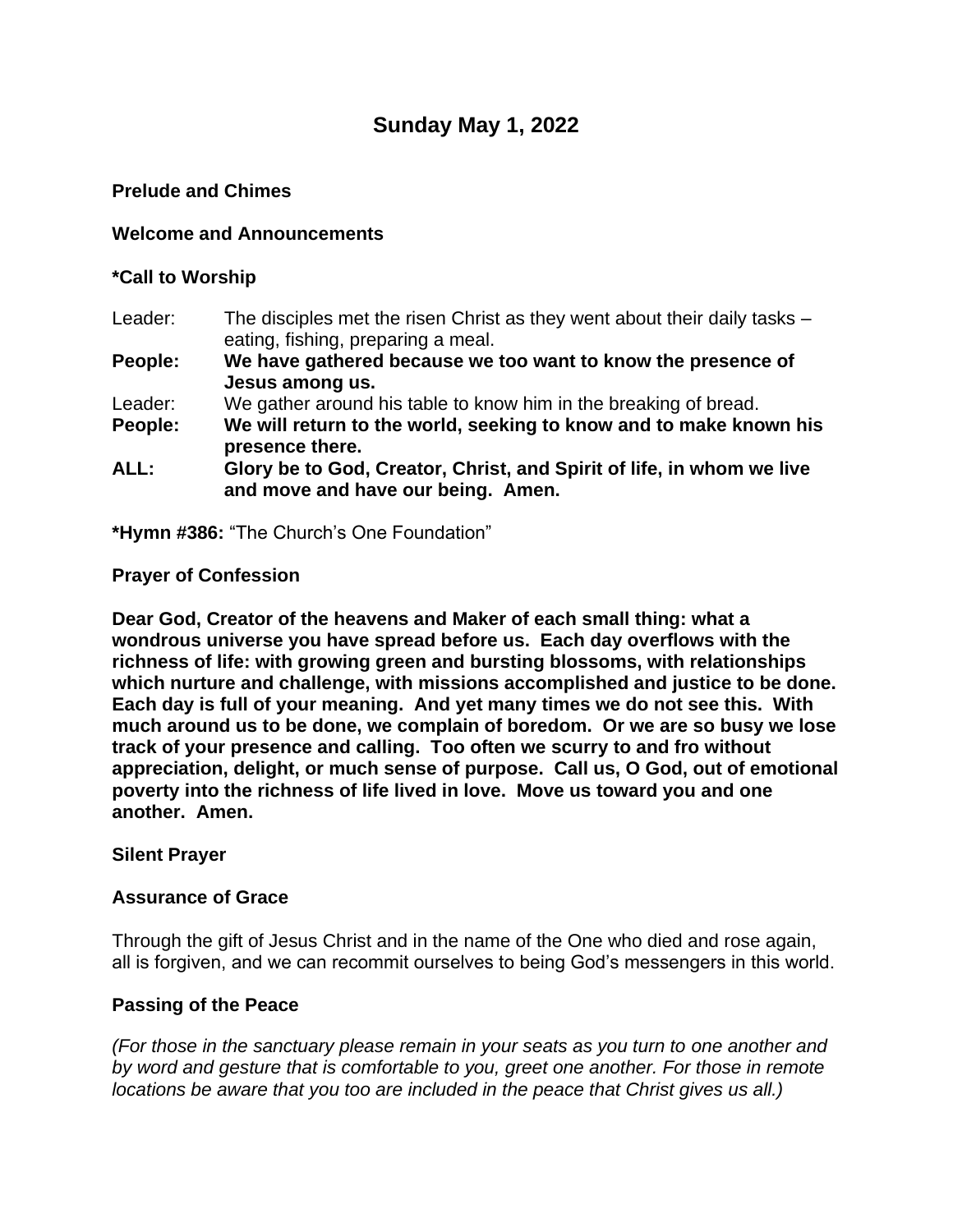# Sunday May 1, 2022

**Prelude and Chimes**

**Welcome and Announcements**

**\*Call to Worship**

Leader: The disciples met the risen Christ as they went about their daily tasks – eating, fishing, preparing a meal.

**People: We have gathered because we too want to know the presence of Jesus among us.**

Leader: We gather around his table to know him in the breaking of bread.

**People: We will return to the world, seeking to know and to make known his presence there.**

**ALL: Glory be to God, Creator, Christ, and Spirit of life, in whom we live and move and have our being. Amen.**

**\*Hymn #386:** "The Church's One Foundation"

**Prayer of Confession**

**Dear God, Creator of the heavens and Maker of each small thing: what a wondrous universe you have spread before us. Each day overflows with the richness of life: with growing green and bursting blossoms, with relationships which nurture and challenge, with missions accomplished and justice to be done. Each day is full of your meaning. And yet many times we do not see this. With much around us to be done, we complain of boredom. Or we are so busy we lose track of your presence and calling. Too often we scurry to and fro without appreciation, delight, or much sense of purpose. Call us, O God, out of emotional poverty into the richness of life lived in love. Move us toward you and one another. Amen.**

**Silent Prayer**

**Assurance of Grace**

Through the gift of Jesus Christ and in the name of the One who died and rose again, all is forgiven, and we can recommit ourselves to being God's messengers in this world.

**Passing of the Peace**

*(For those in the sanctuary please remain in your seats as you turn to one another and by word and gesture that is comfortable to you, greet one another. For those in remote locations be aware that you too are included in the peace that Christ gives us all.)*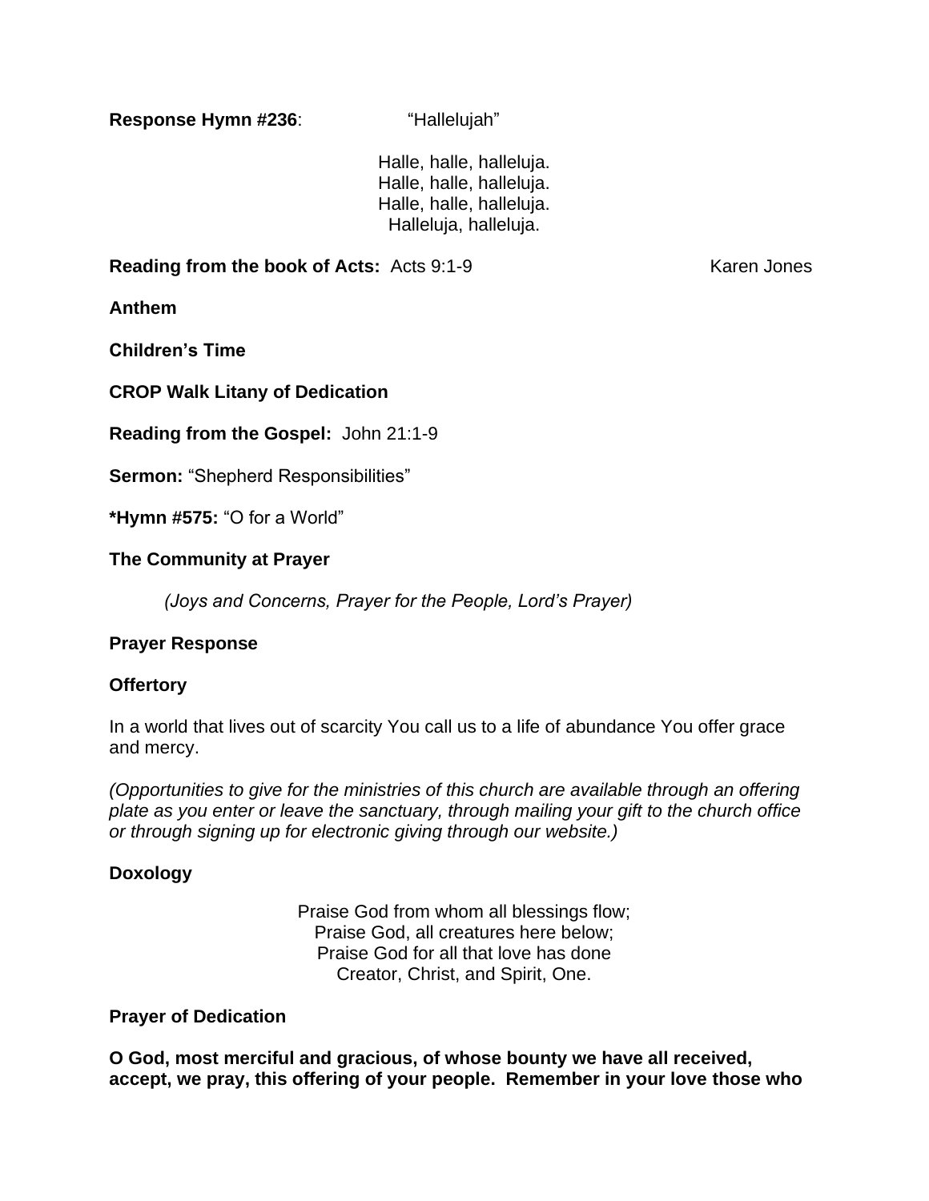**Response Hymn #236**: "Hallelujah"

Halle, halle, halleluja.
Halle, halle, halleluja.
Halle, halle, halleluja.
Halleluja, halleluja.

**Reading from the book of Acts:** Acts 9:1-9 Karen Jones

**Anthem**

**Children's Time**

**CROP Walk Litany of Dedication**

**Reading from the Gospel:** John 21:1-9

**Sermon:** "Shepherd Responsibilities"

***Hymn #575:** "O for a World"

**The Community at Prayer**

*(Joys and Concerns, Prayer for the People, Lord's Prayer)*

**Prayer Response**

**Offertory**

In a world that lives out of scarcity You call us to a life of abundance You offer grace and mercy.

*(Opportunities to give for the ministries of this church are available through an offering plate as you enter or leave the sanctuary, through mailing your gift to the church office or through signing up for electronic giving through our website.)*

**Doxology**

Praise God from whom all blessings flow;
Praise God, all creatures here below;
Praise God for all that love has done
Creator, Christ, and Spirit, One.

**Prayer of Dedication**

**O God, most merciful and gracious, of whose bounty we have all received, accept, we pray, this offering of your people. Remember in your love those who**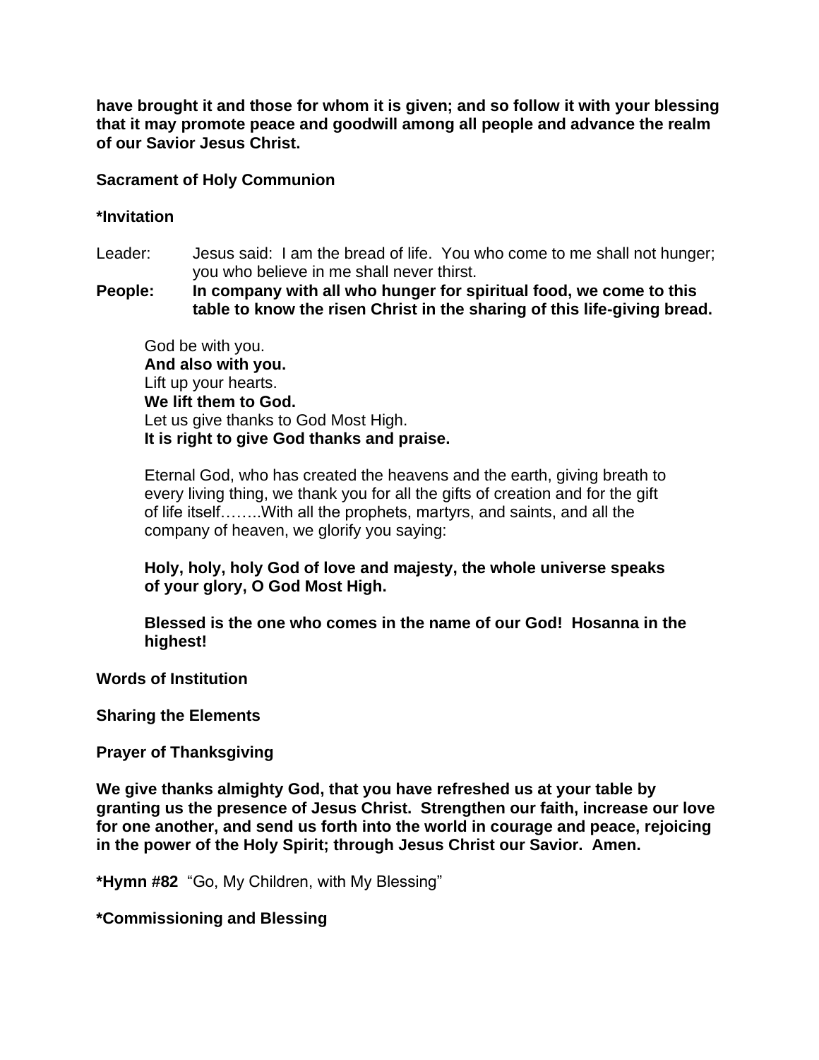**have brought it and those for whom it is given; and so follow it with your blessing that it may promote peace and goodwill among all people and advance the realm of our Savior Jesus Christ.**

**Sacrament of Holy Communion**

***Invitation**

Leader: Jesus said: I am the bread of life. You who come to me shall not hunger; you who believe in me shall never thirst.

**People: In company with all who hunger for spiritual food, we come to this table to know the risen Christ in the sharing of this life-giving bread.**

God be with you.
**And also with you.**
Lift up your hearts.
**We lift them to God.**
Let us give thanks to God Most High.
**It is right to give God thanks and praise.**

Eternal God, who has created the heavens and the earth, giving breath to every living thing, we thank you for all the gifts of creation and for the gift of life itself……..With all the prophets, martyrs, and saints, and all the company of heaven, we glorify you saying:

**Holy, holy, holy God of love and majesty, the whole universe speaks of your glory, O God Most High.**

**Blessed is the one who comes in the name of our God! Hosanna in the highest!**

**Words of Institution**

**Sharing the Elements**

**Prayer of Thanksgiving**

**We give thanks almighty God, that you have refreshed us at your table by granting us the presence of Jesus Christ. Strengthen our faith, increase our love for one another, and send us forth into the world in courage and peace, rejoicing in the power of the Holy Spirit; through Jesus Christ our Savior. Amen.**

***Hymn #82** "Go, My Children, with My Blessing"

***Commissioning and Blessing**